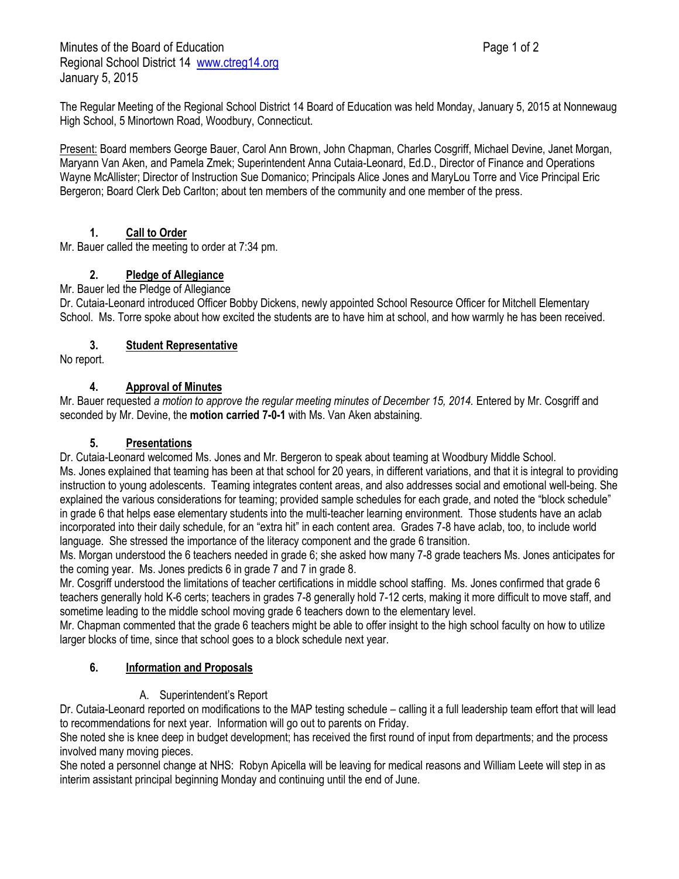Minutes of the Board of Education
Regional School District 14 www.ctreg14.org
January 5, 2015

The Regular Meeting of the Regional School District 14 Board of Education was held Monday, January 5, 2015 at Nonnewaug High School, 5 Minortown Road, Woodbury, Connecticut.

Present: Board members George Bauer, Carol Ann Brown, John Chapman, Charles Cosgriff, Michael Devine, Janet Morgan, Maryann Van Aken, and Pamela Zmek; Superintendent Anna Cutaia-Leonard, Ed.D., Director of Finance and Operations Wayne McAllister; Director of Instruction Sue Domanico; Principals Alice Jones and MaryLou Torre and Vice Principal Eric Bergeron; Board Clerk Deb Carlton; about ten members of the community and one member of the press.

## 1. Call to Order

Mr. Bauer called the meeting to order at 7:34 pm.

## 2. Pledge of Allegiance

Mr. Bauer led the Pledge of Allegiance

Dr. Cutaia-Leonard introduced Officer Bobby Dickens, newly appointed School Resource Officer for Mitchell Elementary School. Ms. Torre spoke about how excited the students are to have him at school, and how warmly he has been received.

## 3. Student Representative

No report.

## 4. Approval of Minutes

Mr. Bauer requested *a motion to approve the regular meeting minutes of December 15, 2014.* Entered by Mr. Cosgriff and seconded by Mr. Devine, the **motion carried 7-0-1** with Ms. Van Aken abstaining.

## 5. Presentations

Dr. Cutaia-Leonard welcomed Ms. Jones and Mr. Bergeron to speak about teaming at Woodbury Middle School.

Ms. Jones explained that teaming has been at that school for 20 years, in different variations, and that it is integral to providing instruction to young adolescents. Teaming integrates content areas, and also addresses social and emotional well-being. She explained the various considerations for teaming; provided sample schedules for each grade, and noted the "block schedule" in grade 6 that helps ease elementary students into the multi-teacher learning environment. Those students have an aclab incorporated into their daily schedule, for an "extra hit" in each content area. Grades 7-8 have aclab, too, to include world language. She stressed the importance of the literacy component and the grade 6 transition.

Ms. Morgan understood the 6 teachers needed in grade 6; she asked how many 7-8 grade teachers Ms. Jones anticipates for the coming year. Ms. Jones predicts 6 in grade 7 and 7 in grade 8.

Mr. Cosgriff understood the limitations of teacher certifications in middle school staffing. Ms. Jones confirmed that grade 6 teachers generally hold K-6 certs; teachers in grades 7-8 generally hold 7-12 certs, making it more difficult to move staff, and sometime leading to the middle school moving grade 6 teachers down to the elementary level.

Mr. Chapman commented that the grade 6 teachers might be able to offer insight to the high school faculty on how to utilize larger blocks of time, since that school goes to a block schedule next year.

## 6. Information and Proposals

A. Superintendent's Report

Dr. Cutaia-Leonard reported on modifications to the MAP testing schedule – calling it a full leadership team effort that will lead to recommendations for next year. Information will go out to parents on Friday.

She noted she is knee deep in budget development; has received the first round of input from departments; and the process involved many moving pieces.

She noted a personnel change at NHS: Robyn Apicella will be leaving for medical reasons and William Leete will step in as interim assistant principal beginning Monday and continuing until the end of June.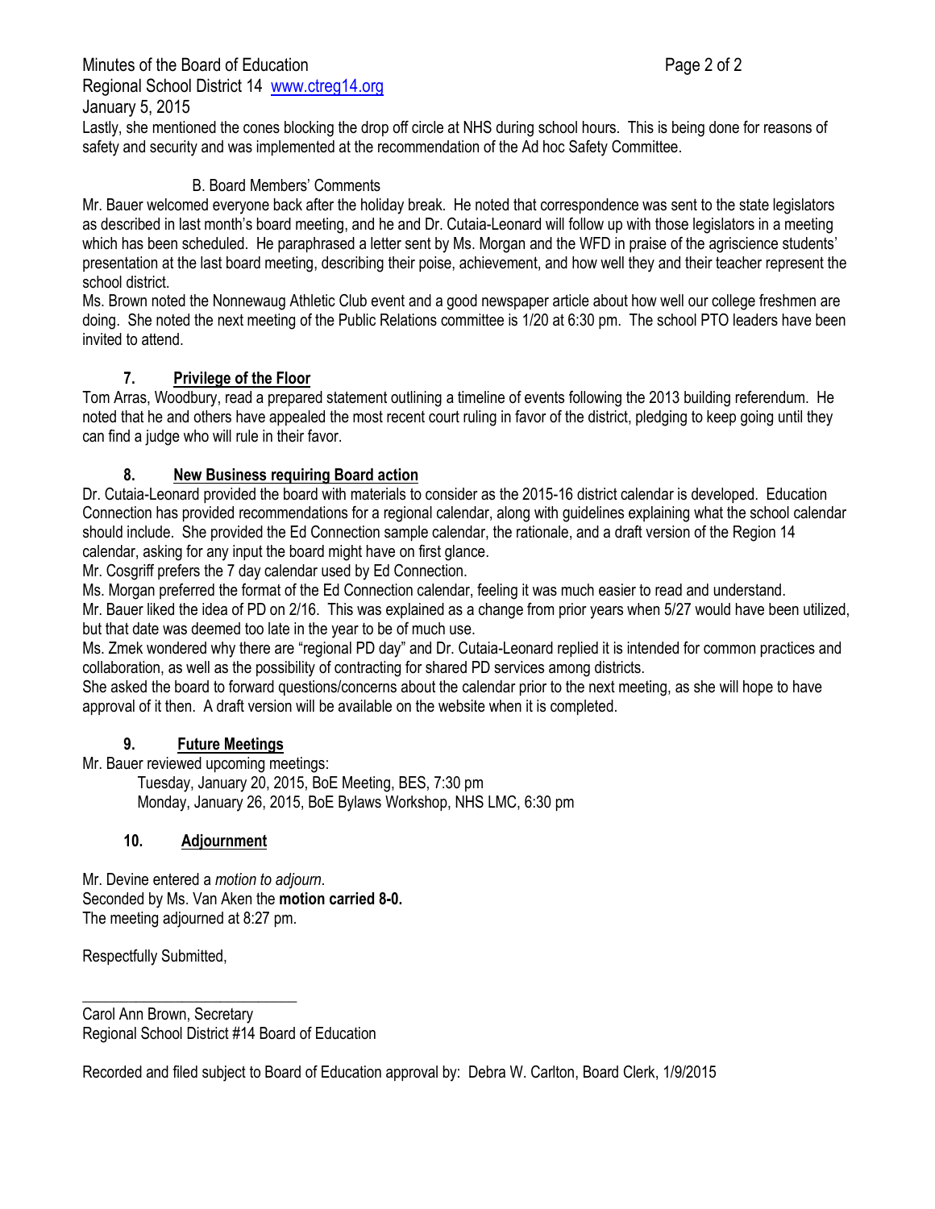Lastly, she mentioned the cones blocking the drop off circle at NHS during school hours. This is being done for reasons of safety and security and was implemented at the recommendation of the Ad hoc Safety Committee.

B. Board Members' Comments

Mr. Bauer welcomed everyone back after the holiday break. He noted that correspondence was sent to the state legislators as described in last month's board meeting, and he and Dr. Cutaia-Leonard will follow up with those legislators in a meeting which has been scheduled. He paraphrased a letter sent by Ms. Morgan and the WFD in praise of the agriscience students' presentation at the last board meeting, describing their poise, achievement, and how well they and their teacher represent the school district.

Ms. Brown noted the Nonnewaug Athletic Club event and a good newspaper article about how well our college freshmen are doing. She noted the next meeting of the Public Relations committee is 1/20 at 6:30 pm. The school PTO leaders have been invited to attend.

## 7. Privilege of the Floor

Tom Arras, Woodbury, read a prepared statement outlining a timeline of events following the 2013 building referendum. He noted that he and others have appealed the most recent court ruling in favor of the district, pledging to keep going until they can find a judge who will rule in their favor.

## 8. New Business requiring Board action

Dr. Cutaia-Leonard provided the board with materials to consider as the 2015-16 district calendar is developed. Education Connection has provided recommendations for a regional calendar, along with guidelines explaining what the school calendar should include. She provided the Ed Connection sample calendar, the rationale, and a draft version of the Region 14 calendar, asking for any input the board might have on first glance.

Mr. Cosgriff prefers the 7 day calendar used by Ed Connection.

Ms. Morgan preferred the format of the Ed Connection calendar, feeling it was much easier to read and understand.

Mr. Bauer liked the idea of PD on 2/16. This was explained as a change from prior years when 5/27 would have been utilized, but that date was deemed too late in the year to be of much use.

Ms. Zmek wondered why there are "regional PD day" and Dr. Cutaia-Leonard replied it is intended for common practices and collaboration, as well as the possibility of contracting for shared PD services among districts.

She asked the board to forward questions/concerns about the calendar prior to the next meeting, as she will hope to have approval of it then. A draft version will be available on the website when it is completed.

## 9. Future Meetings

Mr. Bauer reviewed upcoming meetings:

Tuesday, January 20, 2015, BoE Meeting, BES, 7:30 pm
Monday, January 26, 2015, BoE Bylaws Workshop, NHS LMC, 6:30 pm

## 10. Adjournment

Mr. Devine entered a *motion to adjourn*.
Seconded by Ms. Van Aken the **motion carried 8-0.**
The meeting adjourned at 8:27 pm.

Respectfully Submitted,

\_\_\_\_\_\_\_\_\_\_\_\_\_\_\_\_\_\_\_\_\_\_\_\_\_\_\_\_

Carol Ann Brown, Secretary
Regional School District #14 Board of Education

Recorded and filed subject to Board of Education approval by: Debra W. Carlton, Board Clerk, 1/9/2015